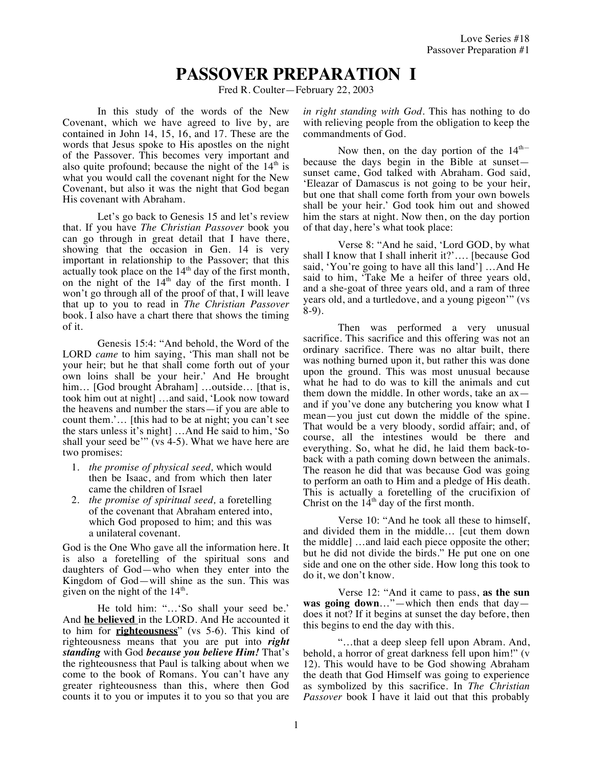# PASSOVER PREPARATION I

Fred R. Coulter—February 22, 2003

In this study of the words of the New Covenant, which we have agreed to live by, are contained in John 14, 15, 16, and 17. These are the words that Jesus spoke to His apostles on the night of the Passover. This becomes very important and also quite profound; because the night of the 14th is what you would call the covenant night for the New Covenant, but also it was the night that God began His covenant with Abraham.

Let's go back to Genesis 15 and let's review that. If you have *The Christian Passover* book you can go through in great detail that I have there, showing that the occasion in Gen. 14 is very important in relationship to the Passover; that this actually took place on the 14th day of the first month, on the night of the 14th day of the first month. I won't go through all of the proof of that, I will leave that up to you to read in *The Christian Passover* book. I also have a chart there that shows the timing of it.

Genesis 15:4: "And behold, the Word of the LORD *came* to him saying, 'This man shall not be your heir; but he that shall come forth out of your own loins shall be your heir.' And He brought him… [God brought Abraham] …outside… [that is, took him out at night] …and said, 'Look now toward the heavens and number the stars—if you are able to count them.'… [this had to be at night; you can't see the stars unless it's night] …And He said to him, 'So shall your seed be'" (vs 4-5). What we have here are two promises:

1. *the promise of physical seed,* which would then be Isaac, and from which then later came the children of Israel
2. *the promise of spiritual seed,* a foretelling of the covenant that Abraham entered into, which God proposed to him; and this was a unilateral covenant.

God is the One Who gave all the information here. It is also a foretelling of the spiritual sons and daughters of God—who when they enter into the Kingdom of God—will shine as the sun. This was given on the night of the 14th.

He told him: "…'So shall your seed be.' And **he believed** in the LORD. And He accounted it to him for **righteousness**" (vs 5-6). This kind of righteousness means that you are put into ***right standing*** with God ***because you believe Him!*** That's the righteousness that Paul is talking about when we come to the book of Romans. You can't have any greater righteousness than this, where then God counts it to you or imputes it to you so that you are *in right standing with God*. This has nothing to do with relieving people from the obligation to keep the commandments of God.

Now then, on the day portion of the 14th—because the days begin in the Bible at sunset—sunset came, God talked with Abraham. God said, 'Eleazar of Damascus is not going to be your heir, but one that shall come forth from your own bowels shall be your heir.' God took him out and showed him the stars at night. Now then, on the day portion of that day, here's what took place:

Verse 8: "And he said, 'Lord GOD, by what shall I know that I shall inherit it?'…. [because God said, 'You're going to have all this land'] …And He said to him, 'Take Me a heifer of three years old, and a she-goat of three years old, and a ram of three years old, and a turtledove, and a young pigeon'" (vs 8-9).

Then was performed a very unusual sacrifice. This sacrifice and this offering was not an ordinary sacrifice. There was no altar built, there was nothing burned upon it, but rather this was done upon the ground. This was most unusual because what he had to do was to kill the animals and cut them down the middle. In other words, take an ax—and if you've done any butchering you know what I mean—you just cut down the middle of the spine. That would be a very bloody, sordid affair; and, of course, all the intestines would be there and everything. So, what he did, he laid them back-to-back with a path coming down between the animals. The reason he did that was because God was going to perform an oath to Him and a pledge of His death. This is actually a foretelling of the crucifixion of Christ on the 14th day of the first month.

Verse 10: "And he took all these to himself, and divided them in the middle… [cut them down the middle] …and laid each piece opposite the other; but he did not divide the birds." He put one on one side and one on the other side. How long this took to do it, we don't know.

Verse 12: "And it came to pass, **as the sun was going down**…"—which then ends that day—does it not? If it begins at sunset the day before, then this begins to end the day with this.

"…that a deep sleep fell upon Abram. And, behold, a horror of great darkness fell upon him!" (v 12). This would have to be God showing Abraham the death that God Himself was going to experience as symbolized by this sacrifice. In *The Christian Passover* book I have it laid out that this probably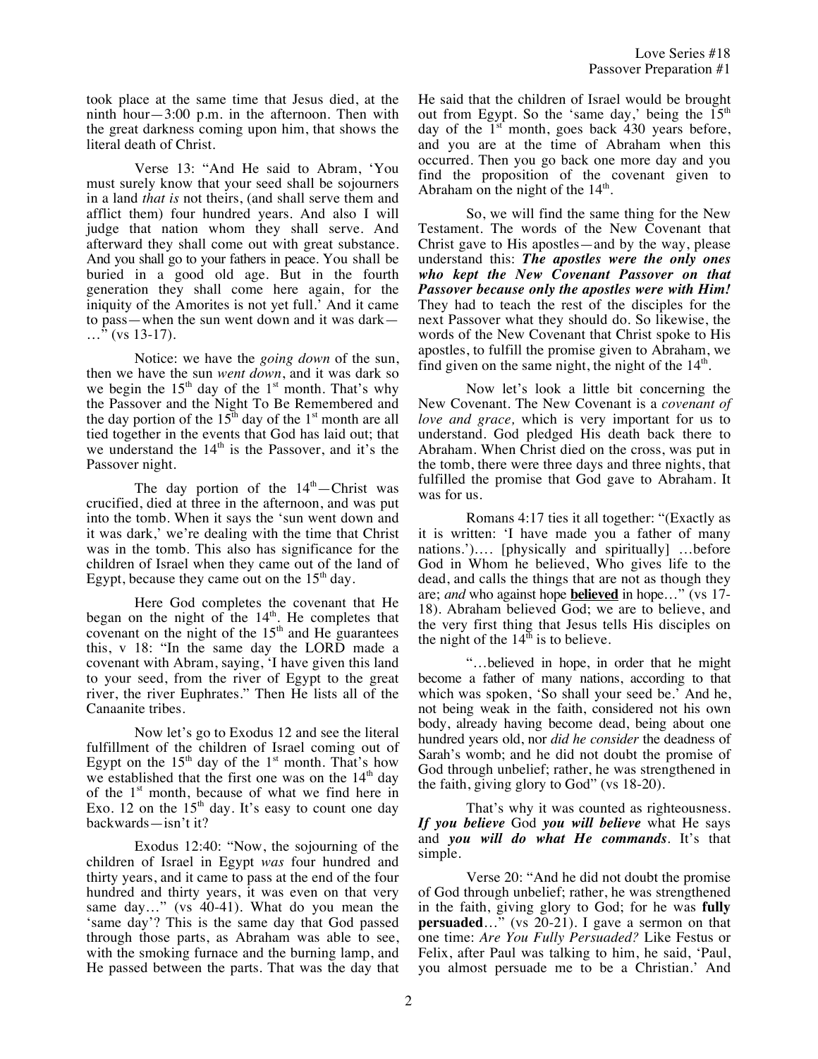took place at the same time that Jesus died, at the ninth hour—3:00 p.m. in the afternoon. Then with the great darkness coming upon him, that shows the literal death of Christ.

Verse 13: "And He said to Abram, 'You must surely know that your seed shall be sojourners in a land *that is* not theirs, (and shall serve them and afflict them) four hundred years. And also I will judge that nation whom they shall serve. And afterward they shall come out with great substance. And you shall go to your fathers in peace. You shall be buried in a good old age. But in the fourth generation they shall come here again, for the iniquity of the Amorites is not yet full.' And it came to pass—when the sun went down and it was dark—…" (vs 13-17).

Notice: we have the *going down* of the sun, then we have the sun *went down*, and it was dark so we begin the 15th day of the 1st month. That's why the Passover and the Night To Be Remembered and the day portion of the 15th day of the 1st month are all tied together in the events that God has laid out; that we understand the 14th is the Passover, and it's the Passover night.

The day portion of the 14th—Christ was crucified, died at three in the afternoon, and was put into the tomb. When it says the 'sun went down and it was dark,' we're dealing with the time that Christ was in the tomb. This also has significance for the children of Israel when they came out of the land of Egypt, because they came out on the 15th day.

Here God completes the covenant that He began on the night of the 14th. He completes that covenant on the night of the 15th and He guarantees this, v 18: "In the same day the LORD made a covenant with Abram, saying, 'I have given this land to your seed, from the river of Egypt to the great river, the river Euphrates." Then He lists all of the Canaanite tribes.

Now let's go to Exodus 12 and see the literal fulfillment of the children of Israel coming out of Egypt on the 15th day of the 1st month. That's how we established that the first one was on the 14th day of the 1st month, because of what we find here in Exo. 12 on the 15th day. It's easy to count one day backwards—isn't it?

Exodus 12:40: "Now, the sojourning of the children of Israel in Egypt *was* four hundred and thirty years, and it came to pass at the end of the four hundred and thirty years, it was even on that very same day…" (vs 40-41). What do you mean the 'same day'? This is the same day that God passed through those parts, as Abraham was able to see, with the smoking furnace and the burning lamp, and He passed between the parts. That was the day that He said that the children of Israel would be brought out from Egypt. So the 'same day,' being the 15th day of the 1st month, goes back 430 years before, and you are at the time of Abraham when this occurred. Then you go back one more day and you find the proposition of the covenant given to Abraham on the night of the 14th.

So, we will find the same thing for the New Testament. The words of the New Covenant that Christ gave to His apostles—and by the way, please understand this: ***The apostles were the only ones who kept the New Covenant Passover on that Passover because only the apostles were with Him!*** They had to teach the rest of the disciples for the next Passover what they should do. So likewise, the words of the New Covenant that Christ spoke to His apostles, to fulfill the promise given to Abraham, we find given on the same night, the night of the 14th.

Now let's look a little bit concerning the New Covenant. The New Covenant is a *covenant of love and grace,* which is very important for us to understand. God pledged His death back there to Abraham. When Christ died on the cross, was put in the tomb, there were three days and three nights, that fulfilled the promise that God gave to Abraham. It was for us.

Romans 4:17 ties it all together: "(Exactly as it is written: 'I have made you a father of many nations.')…. [physically and spiritually] …before God in Whom he believed, Who gives life to the dead, and calls the things that are not as though they are; *and* who against hope **believed** in hope…" (vs 17-18). Abraham believed God; we are to believe, and the very first thing that Jesus tells His disciples on the night of the 14th is to believe.

"…believed in hope, in order that he might become a father of many nations, according to that which was spoken, 'So shall your seed be.' And he, not being weak in the faith, considered not his own body, already having become dead, being about one hundred years old, nor *did he consider* the deadness of Sarah's womb; and he did not doubt the promise of God through unbelief; rather, he was strengthened in the faith, giving glory to God" (vs 18-20).

That's why it was counted as righteousness. ***If you believe*** God ***you will believe*** what He says and ***you will do what He commands***. It's that simple.

Verse 20: "And he did not doubt the promise of God through unbelief; rather, he was strengthened in the faith, giving glory to God; for he was **fully persuaded**…" (vs 20-21). I gave a sermon on that one time: *Are You Fully Persuaded?* Like Festus or Felix, after Paul was talking to him, he said, 'Paul, you almost persuade me to be a Christian.' And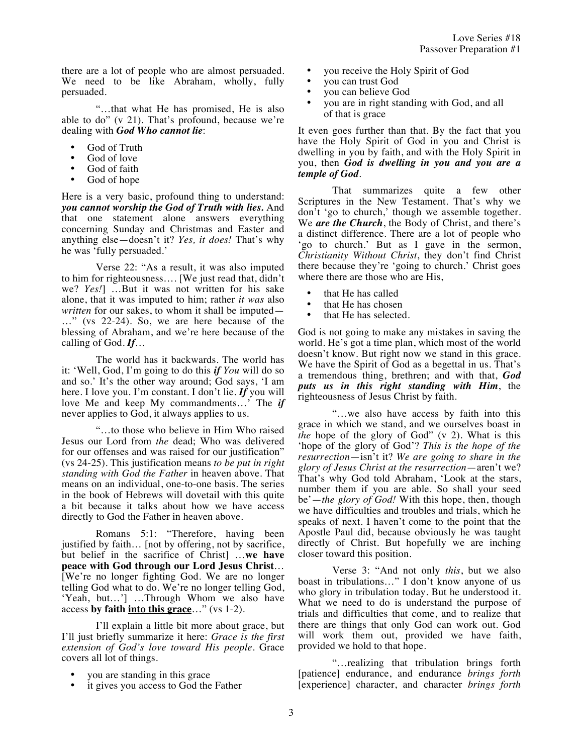there are a lot of people who are almost persuaded. We need to be like Abraham, wholly, fully persuaded.

"…that what He has promised, He is also able to do" (v 21). That's profound, because we're dealing with ***God Who cannot lie***:

- God of Truth
- God of love
- God of faith
- God of hope

Here is a very basic, profound thing to understand: ***you cannot worship the God of Truth with lies.*** And that one statement alone answers everything concerning Sunday and Christmas and Easter and anything else—doesn't it? *Yes, it does!* That's why he was 'fully persuaded.'

Verse 22: "As a result, it was also imputed to him for righteousness…. [We just read that, didn't we? *Yes!*] …But it was not written for his sake alone, that it was imputed to him; rather *it was* also *written* for our sakes, to whom it shall be imputed—…" (vs 22-24). So, we are here because of the blessing of Abraham, and we're here because of the calling of God. ***If***…

The world has it backwards. The world has it: 'Well, God, I'm going to do this ***if*** *You* will do so and so.' It's the other way around; God says, 'I am here. I love you. I'm constant. I don't lie. ***If*** you will love Me and keep My commandments…' The ***if*** never applies to God, it always applies to us.

"…to those who believe in Him Who raised Jesus our Lord from *the* dead; Who was delivered for our offenses and was raised for our justification" (vs 24-25). This justification means *to be put in right standing with God the Father* in heaven above. That means on an individual, one-to-one basis. The series in the book of Hebrews will dovetail with this quite a bit because it talks about how we have access directly to God the Father in heaven above.

Romans 5:1: "Therefore, having been justified by faith… [not by offering, not by sacrifice, but belief in the sacrifice of Christ] …**we have peace with God through our Lord Jesus Christ**… [We're no longer fighting God. We are no longer telling God what to do. We're no longer telling God, 'Yeah, but…'] …Through Whom we also have access **by faith <u>into this grace</u>**…" (vs 1-2).

I'll explain a little bit more about grace, but I'll just briefly summarize it here: *Grace is the first extension of God's love toward His people.* Grace covers all lot of things.

- you are standing in this grace
- it gives you access to God the Father
- you receive the Holy Spirit of God
- you can trust God
- you can believe God
- you are in right standing with God, and all of that is grace

It even goes further than that. By the fact that you have the Holy Spirit of God in you and Christ is dwelling in you by faith, and with the Holy Spirit in you, then ***God is dwelling in you and you are a temple of God***.

That summarizes quite a few other Scriptures in the New Testament. That's why we don't 'go to church,' though we assemble together. We ***are the Church***, the Body of Christ, and there's a distinct difference. There are a lot of people who 'go to church.' But as I gave in the sermon, *Christianity Without Christ*, they don't find Christ there because they're 'going to church.' Christ goes where there are those who are His,

- that He has called
- that He has chosen
- that He has selected.

God is not going to make any mistakes in saving the world. He's got a time plan, which most of the world doesn't know. But right now we stand in this grace. We have the Spirit of God as a begettal in us. That's a tremendous thing, brethren; and with that, ***God puts us in this right standing with Him***, the righteousness of Jesus Christ by faith.

"…we also have access by faith into this grace in which we stand, and we ourselves boast in *the* hope of the glory of God" (v 2). What is this 'hope of the glory of God'? *This is the hope of the resurrection*—isn't it? *We are going to share in the glory of Jesus Christ at the resurrection*—aren't we? That's why God told Abraham, 'Look at the stars, number them if you are able. So shall your seed be'—*the glory of God!* With this hope, then, though we have difficulties and troubles and trials, which he speaks of next. I haven't come to the point that the Apostle Paul did, because obviously he was taught directly of Christ. But hopefully we are inching closer toward this position.

Verse 3: "And not only *this*, but we also boast in tribulations…" I don't know anyone of us who glory in tribulation today. But he understood it. What we need to do is understand the purpose of trials and difficulties that come, and to realize that there are things that only God can work out. God will work them out, provided we have faith, provided we hold to that hope.

"…realizing that tribulation brings forth [patience] endurance, and endurance *brings forth* [experience] character, and character *brings forth*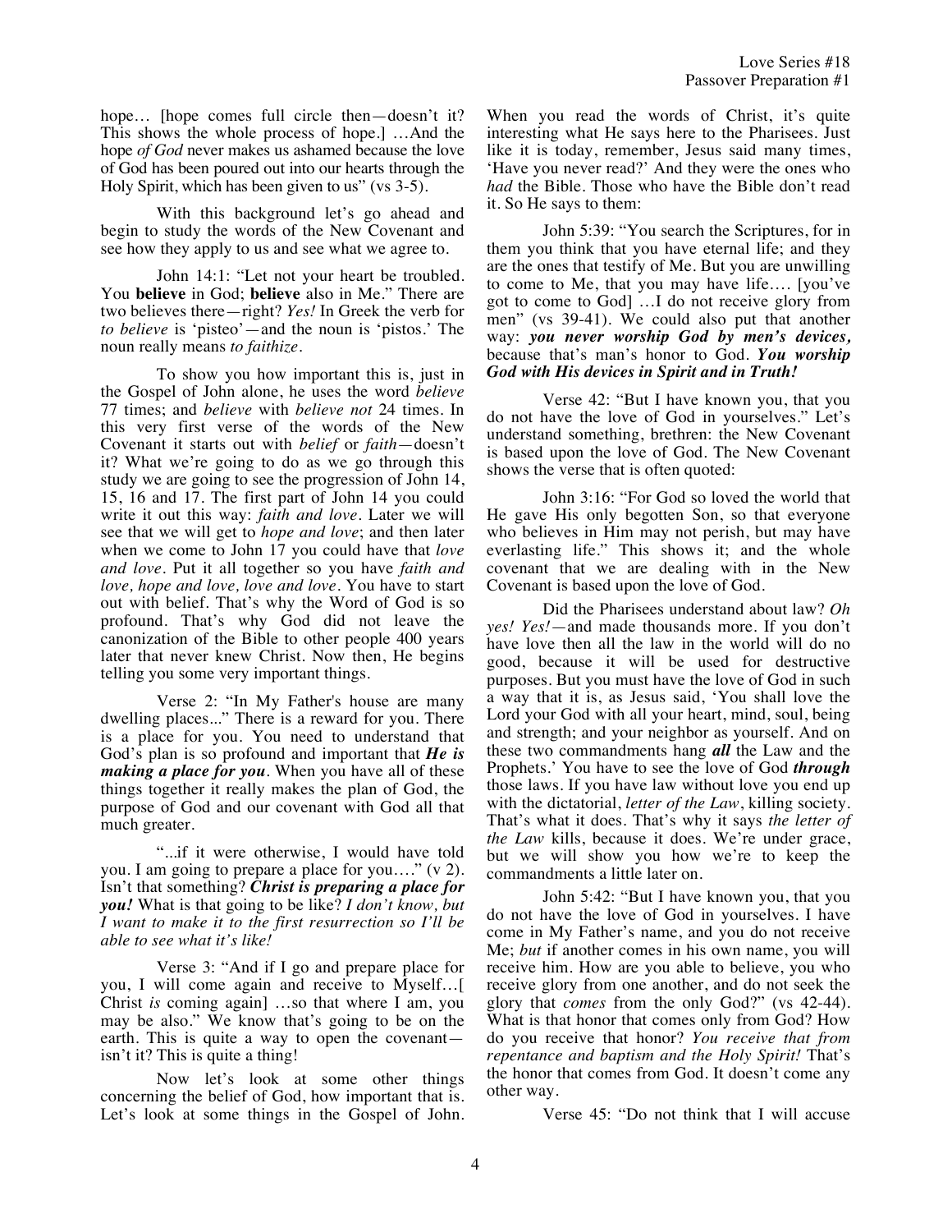hope… [hope comes full circle then—doesn't it? This shows the whole process of hope.] …And the hope *of God* never makes us ashamed because the love of God has been poured out into our hearts through the Holy Spirit, which has been given to us" (vs 3-5).

With this background let's go ahead and begin to study the words of the New Covenant and see how they apply to us and see what we agree to.

John 14:1: "Let not your heart be troubled. You **believe** in God; **believe** also in Me." There are two believes there—right? *Yes!* In Greek the verb for *to believe* is 'pisteo'—and the noun is 'pistos.' The noun really means *to faithize*.

To show you how important this is, just in the Gospel of John alone, he uses the word *believe* 77 times; and *believe* with *believe not* 24 times. In this very first verse of the words of the New Covenant it starts out with *belief* or *faith*—doesn't it? What we're going to do as we go through this study we are going to see the progression of John 14, 15, 16 and 17. The first part of John 14 you could write it out this way: *faith and love*. Later we will see that we will get to *hope and love*; and then later when we come to John 17 you could have that *love and love*. Put it all together so you have *faith and love, hope and love, love and love*. You have to start out with belief. That's why the Word of God is so profound. That's why God did not leave the canonization of the Bible to other people 400 years later that never knew Christ. Now then, He begins telling you some very important things.

Verse 2: "In My Father's house are many dwelling places..." There is a reward for you. There is a place for you. You need to understand that God's plan is so profound and important that ***He is making a place for you***. When you have all of these things together it really makes the plan of God, the purpose of God and our covenant with God all that much greater.

"...if it were otherwise, I would have told you. I am going to prepare a place for you…." (v 2). Isn't that something? ***Christ is preparing a place for you!*** What is that going to be like? *I don't know, but I want to make it to the first resurrection so I'll be able to see what it's like!*

Verse 3: "And if I go and prepare place for you, I will come again and receive to Myself…[ Christ *is* coming again] …so that where I am, you may be also." We know that's going to be on the earth. This is quite a way to open the covenant—isn't it? This is quite a thing!

Now let's look at some other things concerning the belief of God, how important that is. Let's look at some things in the Gospel of John. When you read the words of Christ, it's quite interesting what He says here to the Pharisees. Just like it is today, remember, Jesus said many times, 'Have you never read?' And they were the ones who *had* the Bible. Those who have the Bible don't read it. So He says to them:

John 5:39: "You search the Scriptures, for in them you think that you have eternal life; and they are the ones that testify of Me. But you are unwilling to come to Me, that you may have life…. [you've got to come to God] …I do not receive glory from men" (vs 39-41). We could also put that another way: ***you never worship God by men's devices,*** because that's man's honor to God. ***You worship God with His devices in Spirit and in Truth!***

Verse 42: "But I have known you, that you do not have the love of God in yourselves." Let's understand something, brethren: the New Covenant is based upon the love of God. The New Covenant shows the verse that is often quoted:

John 3:16: "For God so loved the world that He gave His only begotten Son, so that everyone who believes in Him may not perish, but may have everlasting life." This shows it; and the whole covenant that we are dealing with in the New Covenant is based upon the love of God.

Did the Pharisees understand about law? *Oh yes! Yes!*—and made thousands more. If you don't have love then all the law in the world will do no good, because it will be used for destructive purposes. But you must have the love of God in such a way that it is, as Jesus said, 'You shall love the Lord your God with all your heart, mind, soul, being and strength; and your neighbor as yourself. And on these two commandments hang ***all*** the Law and the Prophets.' You have to see the love of God ***through*** those laws. If you have law without love you end up with the dictatorial, *letter of the Law*, killing society. That's what it does. That's why it says *the letter of the Law* kills, because it does. We're under grace, but we will show you how we're to keep the commandments a little later on.

John 5:42: "But I have known you, that you do not have the love of God in yourselves. I have come in My Father's name, and you do not receive Me; *but* if another comes in his own name, you will receive him. How are you able to believe, you who receive glory from one another, and do not seek the glory that *comes* from the only God?" (vs 42-44). What is that honor that comes only from God? How do you receive that honor? *You receive that from repentance and baptism and the Holy Spirit!* That's the honor that comes from God. It doesn't come any other way.

Verse 45: "Do not think that I will accuse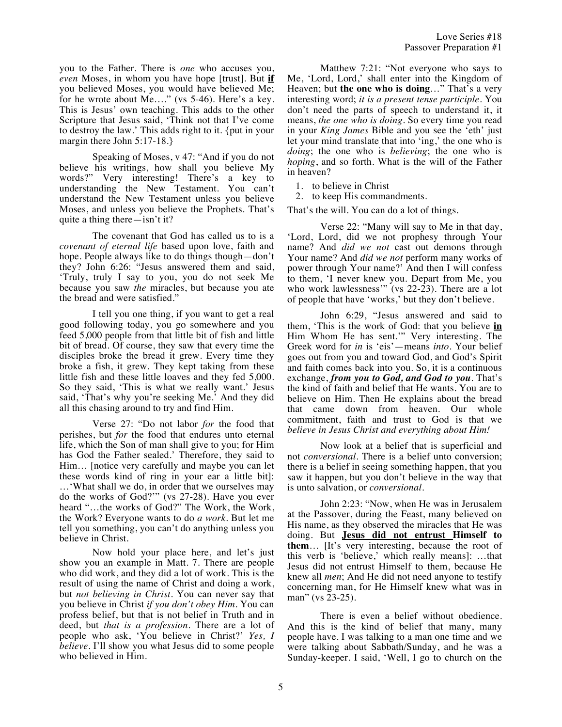you to the Father. There is *one* who accuses you, *even* Moses, in whom you have hope [trust]. But **if** you believed Moses, you would have believed Me; for he wrote about Me…." (vs 5-46). Here's a key. This is Jesus' own teaching. This adds to the other Scripture that Jesus said, 'Think not that I've come to destroy the law.' This adds right to it. {put in your margin there John 5:17-18.}

Speaking of Moses, v 47: "And if you do not believe his writings, how shall you believe My words?" Very interesting! There's a key to understanding the New Testament. You can't understand the New Testament unless you believe Moses, and unless you believe the Prophets. That's quite a thing there—isn't it?

The covenant that God has called us to is a *covenant of eternal life* based upon love, faith and hope. People always like to do things though—don't they? John 6:26: "Jesus answered them and said, 'Truly, truly I say to you, you do not seek Me because you saw *the* miracles, but because you ate the bread and were satisfied."

I tell you one thing, if you want to get a real good following today, you go somewhere and you feed 5,000 people from that little bit of fish and little bit of bread. Of course, they saw that every time the disciples broke the bread it grew. Every time they broke a fish, it grew. They kept taking from these little fish and these little loaves and they fed 5,000. So they said, 'This is what we really want.' Jesus said, 'That's why you're seeking Me.' And they did all this chasing around to try and find Him.

Verse 27: "Do not labor *for* the food that perishes, but *for* the food that endures unto eternal life, which the Son of man shall give to you; for Him has God the Father sealed.' Therefore, they said to Him… [notice very carefully and maybe you can let these words kind of ring in your ear a little bit]: …'What shall we do, in order that we ourselves may do the works of God?'" (vs 27-28). Have you ever heard "…the works of God?" The Work, the Work, the Work? Everyone wants to do *a work*. But let me tell you something, you can't do anything unless you believe in Christ.

Now hold your place here, and let's just show you an example in Matt. 7. There are people who did work, and they did a lot of work. This is the result of using the name of Christ and doing a work, but *not believing in Christ*. You can never say that you believe in Christ *if you don't obey Him*. You can profess belief, but that is not belief in Truth and in deed, but *that is a profession*. There are a lot of people who ask, 'You believe in Christ?' *Yes, I believe*. I'll show you what Jesus did to some people who believed in Him.

Matthew 7:21: "Not everyone who says to Me, 'Lord, Lord,' shall enter into the Kingdom of Heaven; but **the one who is doing**…" That's a very interesting word; *it is a present tense participle*. You don't need the parts of speech to understand it, it means, *the one who is doing*. So every time you read in your *King James* Bible and you see the 'eth' just let your mind translate that into 'ing,' the one who is *doing*; the one who is *believing*; the one who is *hoping*, and so forth. What is the will of the Father in heaven?

1. to believe in Christ
2. to keep His commandments.

That's the will. You can do a lot of things.

Verse 22: "Many will say to Me in that day, 'Lord, Lord, did we not prophesy through Your name? And *did we not* cast out demons through Your name? And *did we not* perform many works of power through Your name?' And then I will confess to them, 'I never knew you. Depart from Me, you who work lawlessness'" (vs 22-23). There are a lot of people that have 'works,' but they don't believe.

John 6:29, "Jesus answered and said to them, 'This is the work of God: that you believe **in** Him Whom He has sent.'" Very interesting. The Greek word for *in* is 'eis'—means *into*. Your belief goes out from you and toward God, and God's Spirit and faith comes back into you. So, it is a continuous exchange, ***from you to God, and God to you***. That's the kind of faith and belief that He wants. You are to believe on Him. Then He explains about the bread that came down from heaven. Our whole commitment, faith and trust to God is that we *believe in Jesus Christ and everything about Him!*

Now look at a belief that is superficial and not *conversional*. There is a belief unto conversion; there is a belief in seeing something happen, that you saw it happen, but you don't believe in the way that is unto salvation, or *conversional*.

John 2:23: "Now, when He was in Jerusalem at the Passover, during the Feast, many believed on His name, as they observed the miracles that He was doing. But **Jesus did not entrust Himself to them**… [It's very interesting, because the root of this verb is 'believe,' which really means]: …that Jesus did not entrust Himself to them, because He knew all *men*; And He did not need anyone to testify concerning man, for He Himself knew what was in man" (vs 23-25).

There is even a belief without obedience. And this is the kind of belief that many, many people have. I was talking to a man one time and we were talking about Sabbath/Sunday, and he was a Sunday-keeper. I said, 'Well, I go to church on the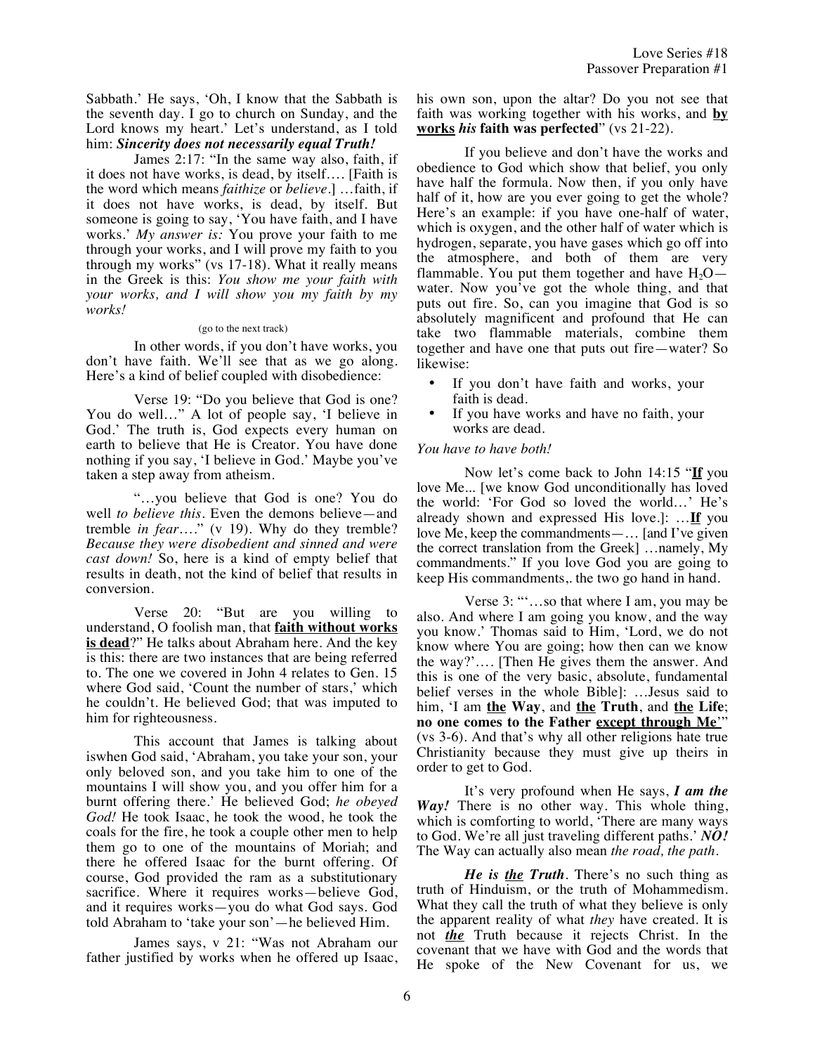Sabbath.' He says, 'Oh, I know that the Sabbath is the seventh day. I go to church on Sunday, and the Lord knows my heart.' Let's understand, as I told him: ***Sincerity does not necessarily equal Truth!***

James 2:17: "In the same way also, faith, if it does not have works, is dead, by itself…. [Faith is the word which means *faithize* or *believe*.] …faith, if it does not have works, is dead, by itself. But someone is going to say, 'You have faith, and I have works.' *My answer is:* You prove your faith to me through your works, and I will prove my faith to you through my works" (vs 17-18). What it really means in the Greek is this: *You show me your faith with your works, and I will show you my faith by my works!*

(go to the next track)

In other words, if you don't have works, you don't have faith. We'll see that as we go along. Here's a kind of belief coupled with disobedience:

Verse 19: "Do you believe that God is one? You do well…" A lot of people say, 'I believe in God.' The truth is, God expects every human on earth to believe that He is Creator. You have done nothing if you say, 'I believe in God.' Maybe you've taken a step away from atheism.

"…you believe that God is one? You do well *to believe this*. Even the demons believe—and tremble *in fear*…." (v 19). Why do they tremble? *Because they were disobedient and sinned and were cast down!* So, here is a kind of empty belief that results in death, not the kind of belief that results in conversion.

Verse 20: "But are you willing to understand, O foolish man, that **faith without works is dead**?" He talks about Abraham here. And the key is this: there are two instances that are being referred to. The one we covered in John 4 relates to Gen. 15 where God said, 'Count the number of stars,' which he couldn't. He believed God; that was imputed to him for righteousness.

This account that James is talking about iswhen God said, 'Abraham, you take your son, your only beloved son, and you take him to one of the mountains I will show you, and you offer him for a burnt offering there.' He believed God; *he obeyed God!* He took Isaac, he took the wood, he took the coals for the fire, he took a couple other men to help them go to one of the mountains of Moriah; and there he offered Isaac for the burnt offering. Of course, God provided the ram as a substitutionary sacrifice. Where it requires works—believe God, and it requires works—you do what God says. God told Abraham to 'take your son'—he believed Him.

James says, v 21: "Was not Abraham our father justified by works when he offered up Isaac, his own son, upon the altar? Do you not see that faith was working together with his works, and **by works *his* faith was perfected**" (vs 21-22).

If you believe and don't have the works and obedience to God which show that belief, you only have half the formula. Now then, if you only have half of it, how are you ever going to get the whole? Here's an example: if you have one-half of water, which is oxygen, and the other half of water which is hydrogen, separate, you have gases which go off into the atmosphere, and both of them are very flammable. You put them together and have $H_2O$—water. Now you've got the whole thing, and that puts out fire. So, can you imagine that God is so absolutely magnificent and profound that He can take two flammable materials, combine them together and have one that puts out fire—water? So likewise:

- If you don't have faith and works, your faith is dead.
- If you have works and have no faith, your works are dead.

*You have to have both!*

Now let's come back to John 14:15 "**If** you love Me... [we know God unconditionally has loved the world: 'For God so loved the world…' He's already shown and expressed His love.]: …**If** you love Me, keep the commandments—… [and I've given the correct translation from the Greek] …namely, My commandments." If you love God you are going to keep His commandments,. the two go hand in hand.

Verse 3: "'…so that where I am, you may be also. And where I am going you know, and the way you know.' Thomas said to Him, 'Lord, we do not know where You are going; how then can we know the way?'…. [Then He gives them the answer. And this is one of the very basic, absolute, fundamental belief verses in the whole Bible]: …Jesus said to him, 'I am **the Way**, and **the Truth**, and **the Life**; **no one comes to the Father except through Me**'" (vs 3-6). And that's why all other religions hate true Christianity because they must give up theirs in order to get to God.

It's very profound when He says, ***I am the Way!*** There is no other way. This whole thing, which is comforting to world, 'There are many ways to God. We're all just traveling different paths.' ***NO!*** The Way can actually also mean *the road, the path*.

***He is the Truth***. There's no such thing as truth of Hinduism, or the truth of Mohammedism. What they call the truth of what they believe is only the apparent reality of what *they* have created. It is not ***the*** Truth because it rejects Christ. In the covenant that we have with God and the words that He spoke of the New Covenant for us, we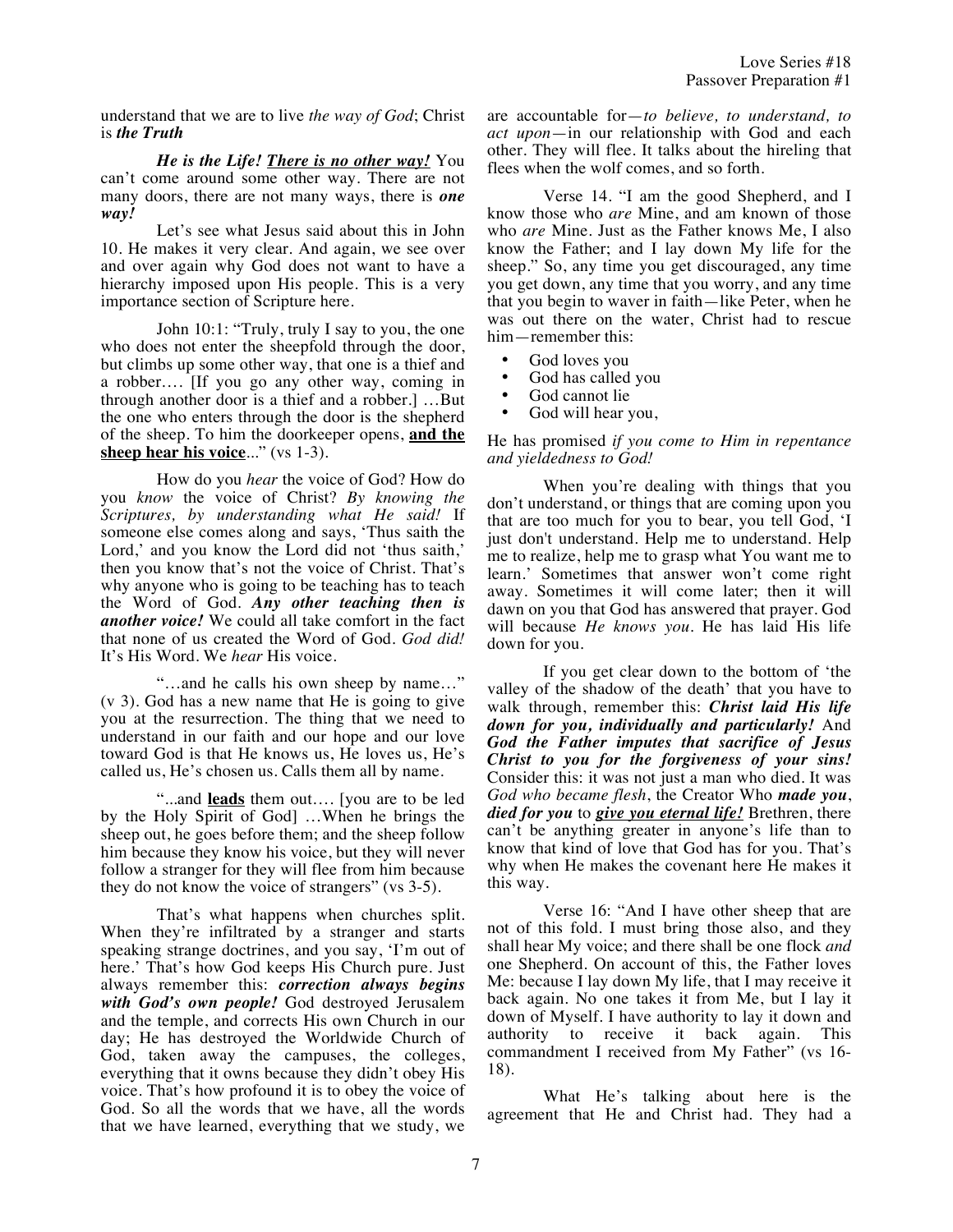understand that we are to live *the way of God*; Christ is ***the Truth***

***He is the Life! <u>There is no other way!</u>*** You can't come around some other way. There are not many doors, there are not many ways, there is ***one way!***

Let's see what Jesus said about this in John 10. He makes it very clear. And again, we see over and over again why God does not want to have a hierarchy imposed upon His people. This is a very importance section of Scripture here.

John 10:1: "Truly, truly I say to you, the one who does not enter the sheepfold through the door, but climbs up some other way, that one is a thief and a robber…. [If you go any other way, coming in through another door is a thief and a robber.] …But the one who enters through the door is the shepherd of the sheep. To him the doorkeeper opens, **<u>and the sheep hear his voice</u>**..." (vs 1-3).

How do you *hear* the voice of God? How do you *know* the voice of Christ? *By knowing the Scriptures, by understanding what He said!* If someone else comes along and says, 'Thus saith the Lord,' and you know the Lord did not 'thus saith,' then you know that's not the voice of Christ. That's why anyone who is going to be teaching has to teach the Word of God. ***Any other teaching then is another voice!*** We could all take comfort in the fact that none of us created the Word of God. *God did!* It's His Word. We *hear* His voice.

"…and he calls his own sheep by name…" (v 3). God has a new name that He is going to give you at the resurrection. The thing that we need to understand in our faith and our hope and our love toward God is that He knows us, He loves us, He's called us, He's chosen us. Calls them all by name.

"...and **<u>leads</u>** them out…. [you are to be led by the Holy Spirit of God] …When he brings the sheep out, he goes before them; and the sheep follow him because they know his voice, but they will never follow a stranger for they will flee from him because they do not know the voice of strangers" (vs 3-5).

That's what happens when churches split. When they're infiltrated by a stranger and starts speaking strange doctrines, and you say, 'I'm out of here.' That's how God keeps His Church pure. Just always remember this: ***correction always begins with God's own people!*** God destroyed Jerusalem and the temple, and corrects His own Church in our day; He has destroyed the Worldwide Church of God, taken away the campuses, the colleges, everything that it owns because they didn't obey His voice. That's how profound it is to obey the voice of God. So all the words that we have, all the words that we have learned, everything that we study, we are accountable for—*to believe, to understand, to act upon*—in our relationship with God and each other. They will flee. It talks about the hireling that flees when the wolf comes, and so forth.

Verse 14. "I am the good Shepherd, and I know those who *are* Mine, and am known of those who *are* Mine. Just as the Father knows Me, I also know the Father; and I lay down My life for the sheep." So, any time you get discouraged, any time you get down, any time that you worry, and any time that you begin to waver in faith—like Peter, when he was out there on the water, Christ had to rescue him—remember this:

- God loves you
- God has called you
- God cannot lie
- God will hear you,

He has promised *if you come to Him in repentance and yieldedness to God!*

When you're dealing with things that you don't understand, or things that are coming upon you that are too much for you to bear, you tell God, 'I just don't understand. Help me to understand. Help me to realize, help me to grasp what You want me to learn.' Sometimes that answer won't come right away. Sometimes it will come later; then it will dawn on you that God has answered that prayer. God will because *He knows you*. He has laid His life down for you.

If you get clear down to the bottom of 'the valley of the shadow of the death' that you have to walk through, remember this: ***Christ laid His life down for you, individually and particularly!*** And ***God the Father imputes that sacrifice of Jesus Christ to you for the forgiveness of your sins!*** Consider this: it was not just a man who died. It was *God who became flesh*, the Creator Who ***made you***, ***died for you*** to ***<u>give you eternal life!</u>*** Brethren, there can't be anything greater in anyone's life than to know that kind of love that God has for you. That's why when He makes the covenant here He makes it this way.

Verse 16: "And I have other sheep that are not of this fold. I must bring those also, and they shall hear My voice; and there shall be one flock *and* one Shepherd. On account of this, the Father loves Me: because I lay down My life, that I may receive it back again. No one takes it from Me, but I lay it down of Myself. I have authority to lay it down and authority to receive it back again. This commandment I received from My Father" (vs 16-18).

What He's talking about here is the agreement that He and Christ had. They had a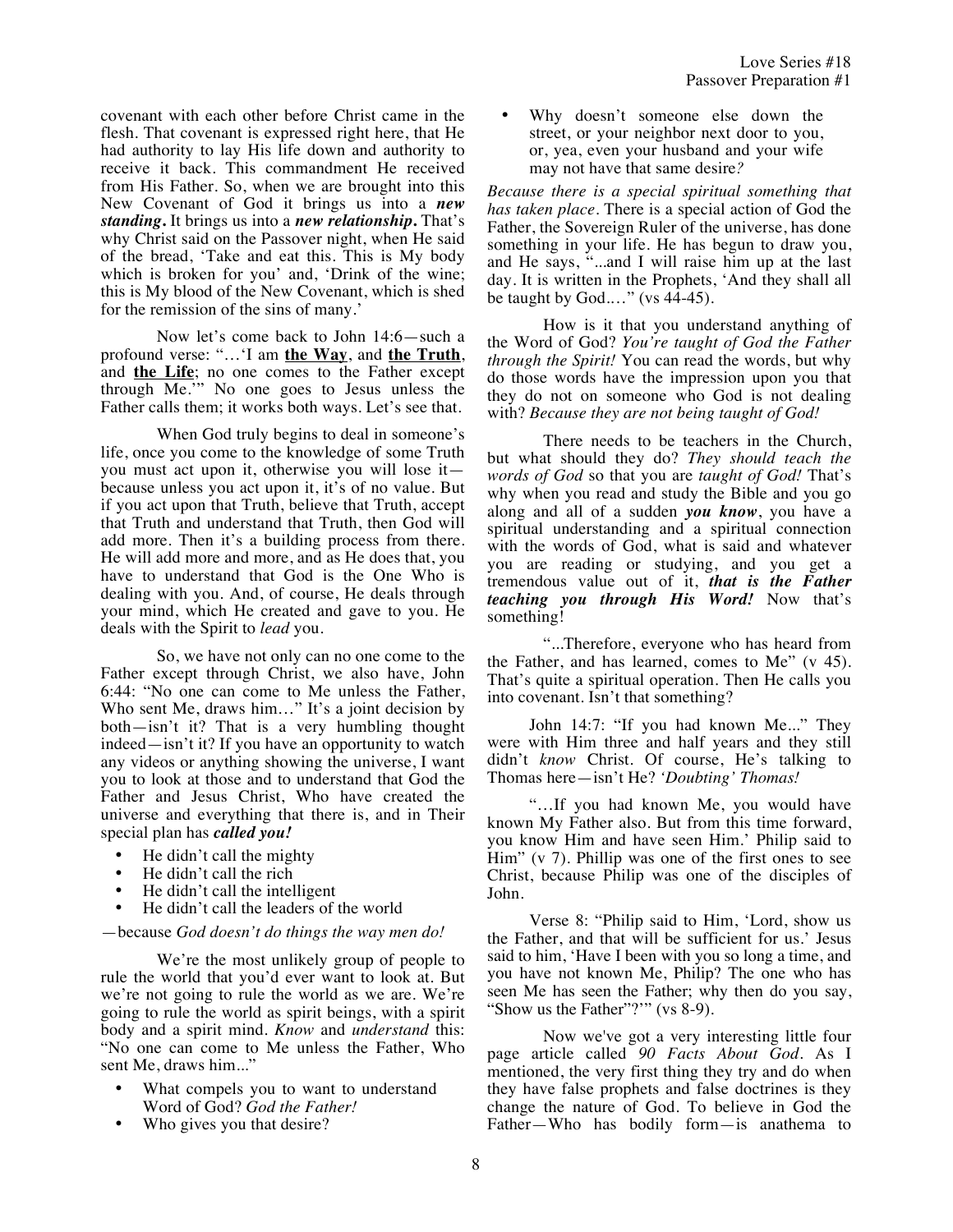covenant with each other before Christ came in the flesh. That covenant is expressed right here, that He had authority to lay His life down and authority to receive it back. This commandment He received from His Father. So, when we are brought into this New Covenant of God it brings us into a ***new standing***. It brings us into a ***new relationship***. That's why Christ said on the Passover night, when He said of the bread, 'Take and eat this. This is My body which is broken for you' and, 'Drink of the wine; this is My blood of the New Covenant, which is shed for the remission of the sins of many.'

Now let's come back to John 14:6—such a profound verse: "…'I am **the Way**, and **the Truth**, and **the Life**; no one comes to the Father except through Me.'" No one goes to Jesus unless the Father calls them; it works both ways. Let's see that.

When God truly begins to deal in someone's life, once you come to the knowledge of some Truth you must act upon it, otherwise you will lose it—because unless you act upon it, it's of no value. But if you act upon that Truth, believe that Truth, accept that Truth and understand that Truth, then God will add more. Then it's a building process from there. He will add more and more, and as He does that, you have to understand that God is the One Who is dealing with you. And, of course, He deals through your mind, which He created and gave to you. He deals with the Spirit to *lead* you.

So, we have not only can no one come to the Father except through Christ, we also have, John 6:44: "No one can come to Me unless the Father, Who sent Me, draws him…" It's a joint decision by both—isn't it? That is a very humbling thought indeed—isn't it? If you have an opportunity to watch any videos or anything showing the universe, I want you to look at those and to understand that God the Father and Jesus Christ, Who have created the universe and everything that there is, and in Their special plan has ***called you!***

- He didn't call the mighty
- He didn't call the rich
- He didn't call the intelligent
- He didn't call the leaders of the world

—because *God doesn't do things the way men do!*

We're the most unlikely group of people to rule the world that you'd ever want to look at. But we're not going to rule the world as we are. We're going to rule the world as spirit beings, with a spirit body and a spirit mind. *Know* and *understand* this: "No one can come to Me unless the Father, Who sent Me, draws him..."

- What compels you to want to understand Word of God? *God the Father!*
- Who gives you that desire?
- Why doesn't someone else down the street, or your neighbor next door to you, or, yea, even your husband and your wife may not have that same desire*?*

*Because there is a special spiritual something that has taken place*. There is a special action of God the Father, the Sovereign Ruler of the universe, has done something in your life. He has begun to draw you, and He says, "...and I will raise him up at the last day. It is written in the Prophets, 'And they shall all be taught by God.…" (vs 44-45).

How is it that you understand anything of the Word of God? *You're taught of God the Father through the Spirit!* You can read the words, but why do those words have the impression upon you that they do not on someone who God is not dealing with? *Because they are not being taught of God!*

There needs to be teachers in the Church, but what should they do? *They should teach the words of God* so that you are *taught of God!* That's why when you read and study the Bible and you go along and all of a sudden ***you know***, you have a spiritual understanding and a spiritual connection with the words of God, what is said and whatever you are reading or studying, and you get a tremendous value out of it, ***that is the Father teaching you through His Word!*** Now that's something!

"...Therefore, everyone who has heard from the Father, and has learned, comes to Me" (v 45). That's quite a spiritual operation. Then He calls you into covenant. Isn't that something?

John 14:7: "If you had known Me..." They were with Him three and half years and they still didn't *know* Christ. Of course, He's talking to Thomas here—isn't He? *'Doubting' Thomas!*

"…If you had known Me, you would have known My Father also. But from this time forward, you know Him and have seen Him.' Philip said to Him" (v 7). Phillip was one of the first ones to see Christ, because Philip was one of the disciples of John.

Verse 8: "Philip said to Him, 'Lord, show us the Father, and that will be sufficient for us.' Jesus said to him, 'Have I been with you so long a time, and you have not known Me, Philip? The one who has seen Me has seen the Father; why then do you say, "Show us the Father"?'" (vs 8-9).

Now we've got a very interesting little four page article called *90 Facts About God*. As I mentioned, the very first thing they try and do when they have false prophets and false doctrines is they change the nature of God. To believe in God the Father—Who has bodily form—is anathema to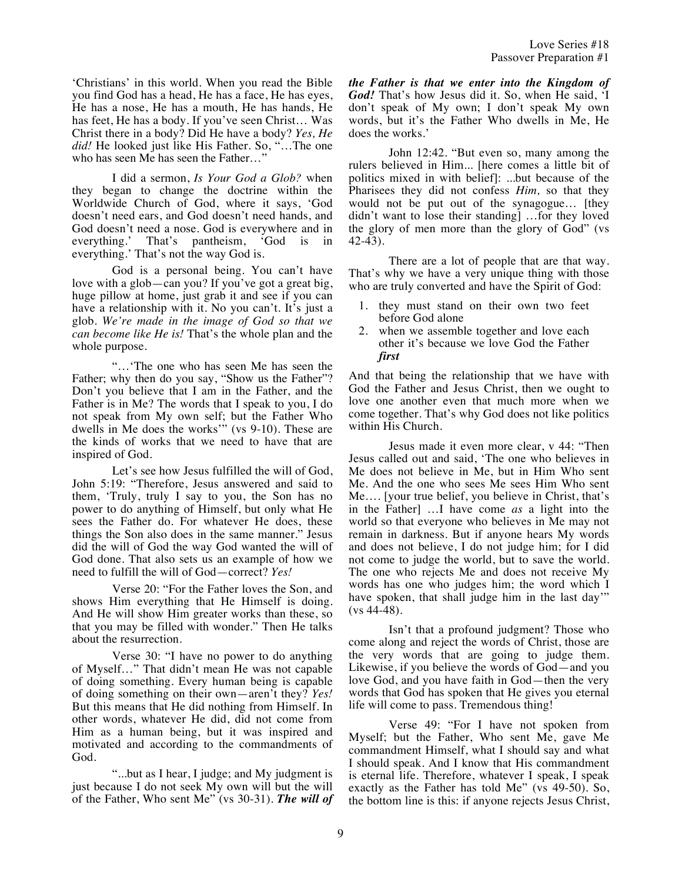'Christians' in this world. When you read the Bible you find God has a head, He has a face, He has eyes, He has a nose, He has a mouth, He has hands, He has feet, He has a body. If you've seen Christ… Was Christ there in a body? Did He have a body? *Yes, He did!* He looked just like His Father. So, "…The one who has seen Me has seen the Father…"

I did a sermon, *Is Your God a Glob?* when they began to change the doctrine within the Worldwide Church of God, where it says, 'God doesn't need ears, and God doesn't need hands, and God doesn't need a nose. God is everywhere and in everything.' That's pantheism, 'God is in everything.' That's not the way God is.

God is a personal being. You can't have love with a glob—can you? If you've got a great big, huge pillow at home, just grab it and see if you can have a relationship with it. No you can't. It's just a glob. *We're made in the image of God so that we can become like He is!* That's the whole plan and the whole purpose.

"…'The one who has seen Me has seen the Father; why then do you say, "Show us the Father"? Don't you believe that I am in the Father, and the Father is in Me? The words that I speak to you, I do not speak from My own self; but the Father Who dwells in Me does the works'" (vs 9-10). These are the kinds of works that we need to have that are inspired of God.

Let's see how Jesus fulfilled the will of God, John 5:19: "Therefore, Jesus answered and said to them, 'Truly, truly I say to you, the Son has no power to do anything of Himself, but only what He sees the Father do. For whatever He does, these things the Son also does in the same manner." Jesus did the will of God the way God wanted the will of God done. That also sets us an example of how we need to fulfill the will of God—correct? *Yes!*

Verse 20: "For the Father loves the Son, and shows Him everything that He Himself is doing. And He will show Him greater works than these, so that you may be filled with wonder." Then He talks about the resurrection.

Verse 30: "I have no power to do anything of Myself…" That didn't mean He was not capable of doing something. Every human being is capable of doing something on their own—aren't they? *Yes!* But this means that He did nothing from Himself. In other words, whatever He did, did not come from Him as a human being, but it was inspired and motivated and according to the commandments of God.

"...but as I hear, I judge; and My judgment is just because I do not seek My own will but the will of the Father, Who sent Me" (vs 30-31). ***The will of the Father is that we enter into the Kingdom of God!*** That's how Jesus did it. So, when He said, 'I don't speak of My own; I don't speak My own words, but it's the Father Who dwells in Me, He does the works.'

John 12:42. "But even so, many among the rulers believed in Him... [here comes a little bit of politics mixed in with belief]: ...but because of the Pharisees they did not confess *Him,* so that they would not be put out of the synagogue… [they didn't want to lose their standing] …for they loved the glory of men more than the glory of God" (vs 42-43).

There are a lot of people that are that way. That's why we have a very unique thing with those who are truly converted and have the Spirit of God:

1. they must stand on their own two feet before God alone
2. when we assemble together and love each other it's because we love God the Father ***first***

And that being the relationship that we have with God the Father and Jesus Christ, then we ought to love one another even that much more when we come together. That's why God does not like politics within His Church.

Jesus made it even more clear, v 44: "Then Jesus called out and said, 'The one who believes in Me does not believe in Me, but in Him Who sent Me. And the one who sees Me sees Him Who sent Me…. [your true belief, you believe in Christ, that's in the Father] …I have come *as* a light into the world so that everyone who believes in Me may not remain in darkness. But if anyone hears My words and does not believe, I do not judge him; for I did not come to judge the world, but to save the world. The one who rejects Me and does not receive My words has one who judges him; the word which I have spoken, that shall judge him in the last day'" (vs 44-48).

Isn't that a profound judgment? Those who come along and reject the words of Christ, those are the very words that are going to judge them. Likewise, if you believe the words of God—and you love God, and you have faith in God—then the very words that God has spoken that He gives you eternal life will come to pass. Tremendous thing!

Verse 49: "For I have not spoken from Myself; but the Father, Who sent Me, gave Me commandment Himself, what I should say and what I should speak. And I know that His commandment is eternal life. Therefore, whatever I speak, I speak exactly as the Father has told Me" (vs 49-50). So, the bottom line is this: if anyone rejects Jesus Christ,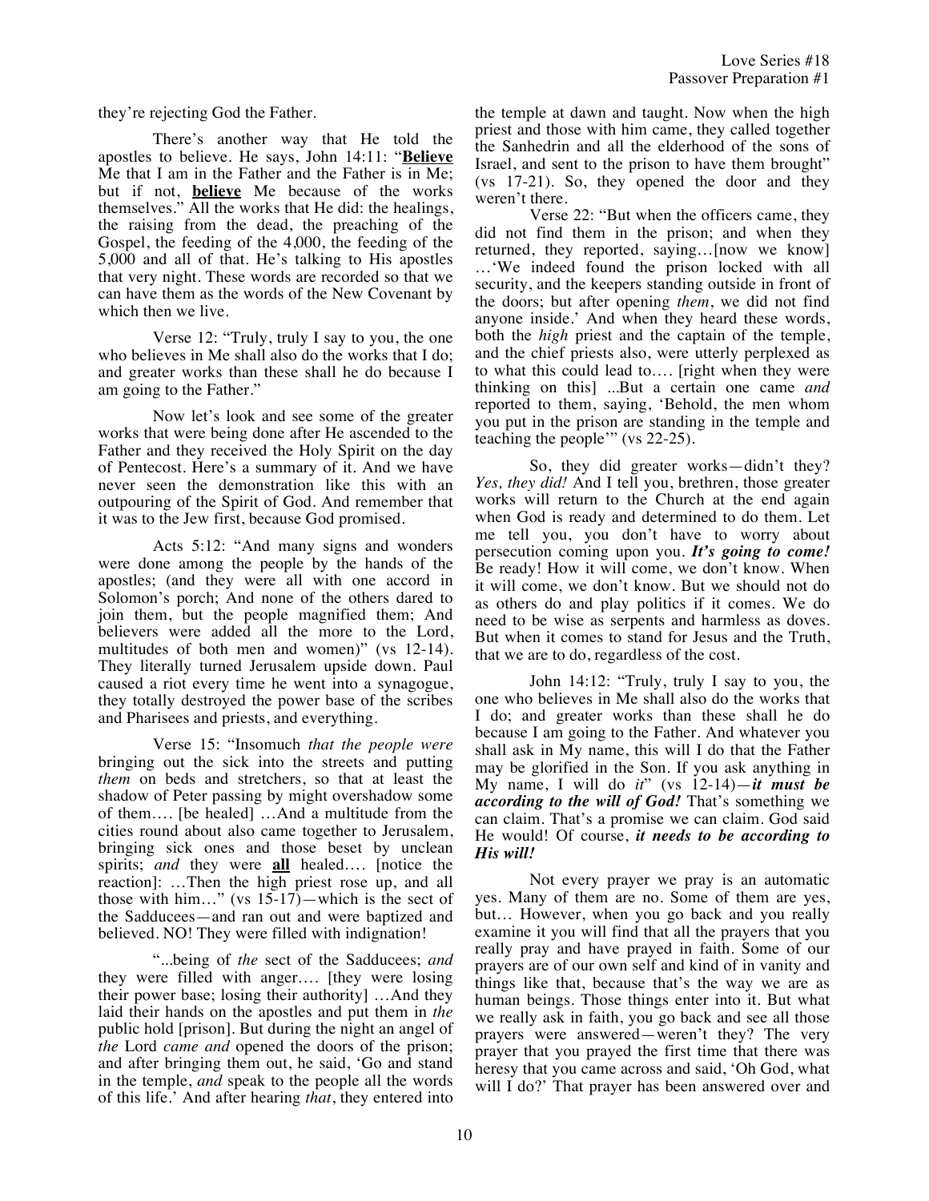they're rejecting God the Father.

There's another way that He told the apostles to believe. He says, John 14:11: "**Believe** Me that I am in the Father and the Father is in Me; but if not, **believe** Me because of the works themselves." All the works that He did: the healings, the raising from the dead, the preaching of the Gospel, the feeding of the 4,000, the feeding of the 5,000 and all of that. He's talking to His apostles that very night. These words are recorded so that we can have them as the words of the New Covenant by which then we live.

Verse 12: "Truly, truly I say to you, the one who believes in Me shall also do the works that I do; and greater works than these shall he do because I am going to the Father."

Now let's look and see some of the greater works that were being done after He ascended to the Father and they received the Holy Spirit on the day of Pentecost. Here's a summary of it. And we have never seen the demonstration like this with an outpouring of the Spirit of God. And remember that it was to the Jew first, because God promised.

Acts 5:12: "And many signs and wonders were done among the people by the hands of the apostles; (and they were all with one accord in Solomon's porch; And none of the others dared to join them, but the people magnified them; And believers were added all the more to the Lord, multitudes of both men and women)" (vs 12-14). They literally turned Jerusalem upside down. Paul caused a riot every time he went into a synagogue, they totally destroyed the power base of the scribes and Pharisees and priests, and everything.

Verse 15: "Insomuch *that the people were* bringing out the sick into the streets and putting *them* on beds and stretchers, so that at least the shadow of Peter passing by might overshadow some of them…. [be healed] …And a multitude from the cities round about also came together to Jerusalem, bringing sick ones and those beset by unclean spirits; *and* they were **all** healed…. [notice the reaction]: …Then the high priest rose up, and all those with him…" (vs 15-17)—which is the sect of the Sadducees—and ran out and were baptized and believed. NO! They were filled with indignation!

"...being of *the* sect of the Sadducees; *and* they were filled with anger…. [they were losing their power base; losing their authority] …And they laid their hands on the apostles and put them in *the* public hold [prison]. But during the night an angel of *the* Lord *came and* opened the doors of the prison; and after bringing them out, he said, 'Go and stand in the temple, *and* speak to the people all the words of this life.' And after hearing *that*, they entered into the temple at dawn and taught. Now when the high priest and those with him came, they called together the Sanhedrin and all the elderhood of the sons of Israel, and sent to the prison to have them brought" (vs 17-21). So, they opened the door and they weren't there.

Verse 22: "But when the officers came, they did not find them in the prison; and when they returned, they reported, saying…[now we know] …'We indeed found the prison locked with all security, and the keepers standing outside in front of the doors; but after opening *them*, we did not find anyone inside.' And when they heard these words, both the *high* priest and the captain of the temple, and the chief priests also, were utterly perplexed as to what this could lead to…. [right when they were thinking on this] ...But a certain one came *and* reported to them, saying, 'Behold, the men whom you put in the prison are standing in the temple and teaching the people'" (vs 22-25).

So, they did greater works—didn't they? *Yes, they did!* And I tell you, brethren, those greater works will return to the Church at the end again when God is ready and determined to do them. Let me tell you, you don't have to worry about persecution coming upon you. ***It's going to come!*** Be ready! How it will come, we don't know. When it will come, we don't know. But we should not do as others do and play politics if it comes. We do need to be wise as serpents and harmless as doves. But when it comes to stand for Jesus and the Truth, that we are to do, regardless of the cost.

John 14:12: "Truly, truly I say to you, the one who believes in Me shall also do the works that I do; and greater works than these shall he do because I am going to the Father. And whatever you shall ask in My name, this will I do that the Father may be glorified in the Son. If you ask anything in My name, I will do *it*" (vs 12-14)—***it must be according to the will of God!*** That's something we can claim. That's a promise we can claim. God said He would! Of course, ***it needs to be according to His will!***

Not every prayer we pray is an automatic yes. Many of them are no. Some of them are yes, but… However, when you go back and you really examine it you will find that all the prayers that you really pray and have prayed in faith. Some of our prayers are of our own self and kind of in vanity and things like that, because that's the way we are as human beings. Those things enter into it. But what we really ask in faith, you go back and see all those prayers were answered—weren't they? The very prayer that you prayed the first time that there was heresy that you came across and said, 'Oh God, what will I do?' That prayer has been answered over and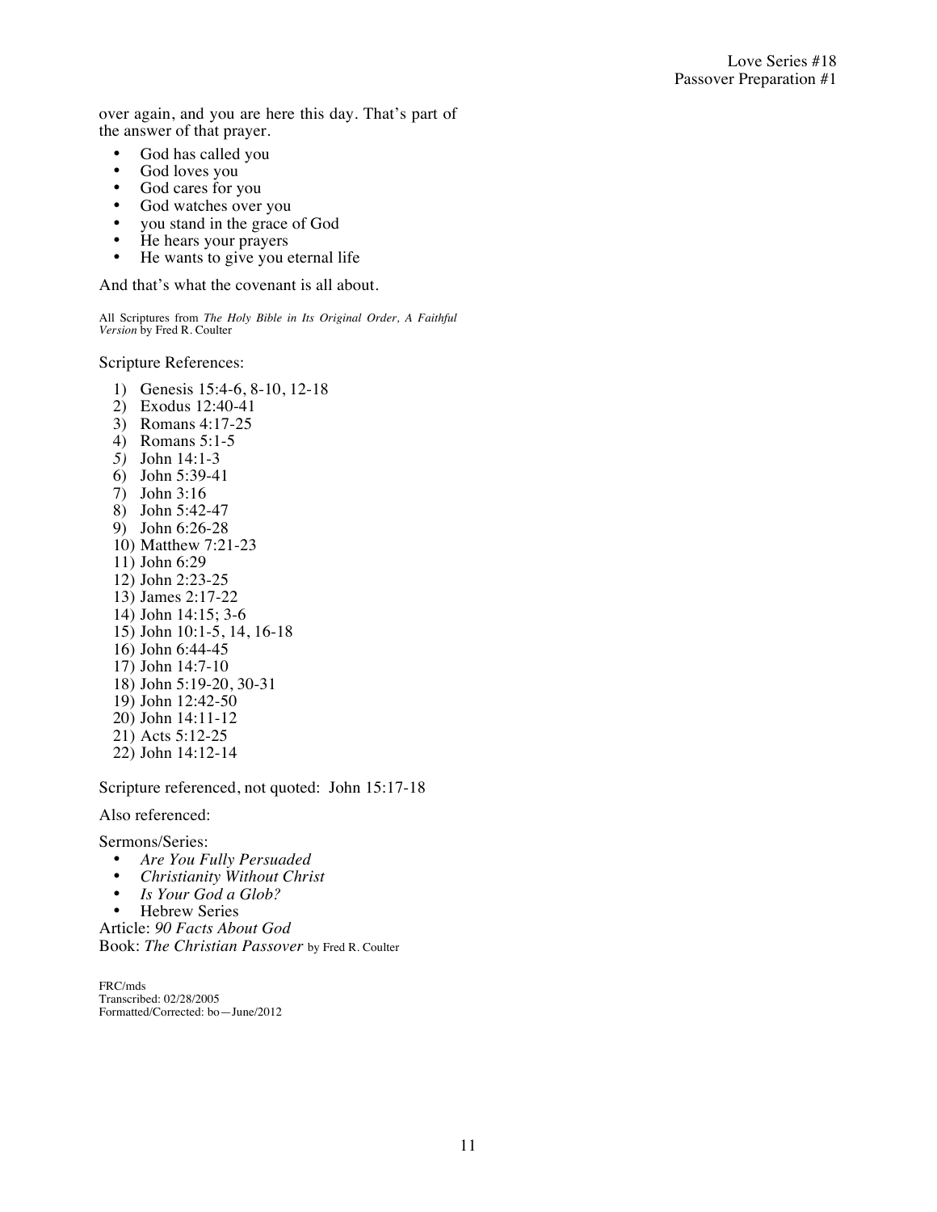over again, and you are here this day. That's part of the answer of that prayer.

- God has called you
- God loves you
- God cares for you
- God watches over you
- you stand in the grace of God
- He hears your prayers
- He wants to give you eternal life

And that's what the covenant is all about.

All Scriptures from *The Holy Bible in Its Original Order, A Faithful Version* by Fred R. Coulter

Scripture References:

1) Genesis 15:4-6, 8-10, 12-18
2) Exodus 12:40-41
3) Romans 4:17-25
4) Romans 5:1-5
5) John 14:1-3
6) John 5:39-41
7) John 3:16
8) John 5:42-47
9) John 6:26-28
10) Matthew 7:21-23
11) John 6:29
12) John 2:23-25
13) James 2:17-22
14) John 14:15; 3-6
15) John 10:1-5, 14, 16-18
16) John 6:44-45
17) John 14:7-10
18) John 5:19-20, 30-31
19) John 12:42-50
20) John 14:11-12
21) Acts 5:12-25
22) John 14:12-14

Scripture referenced, not quoted: John 15:17-18

Also referenced:

Sermons/Series:
- *Are You Fully Persuaded*
- *Christianity Without Christ*
- *Is Your God a Glob?*
- Hebrew Series

Article: *90 Facts About God*
Book: *The Christian Passover* by Fred R. Coulter

FRC/mds
Transcribed: 02/28/2005
Formatted/Corrected: bo—June/2012